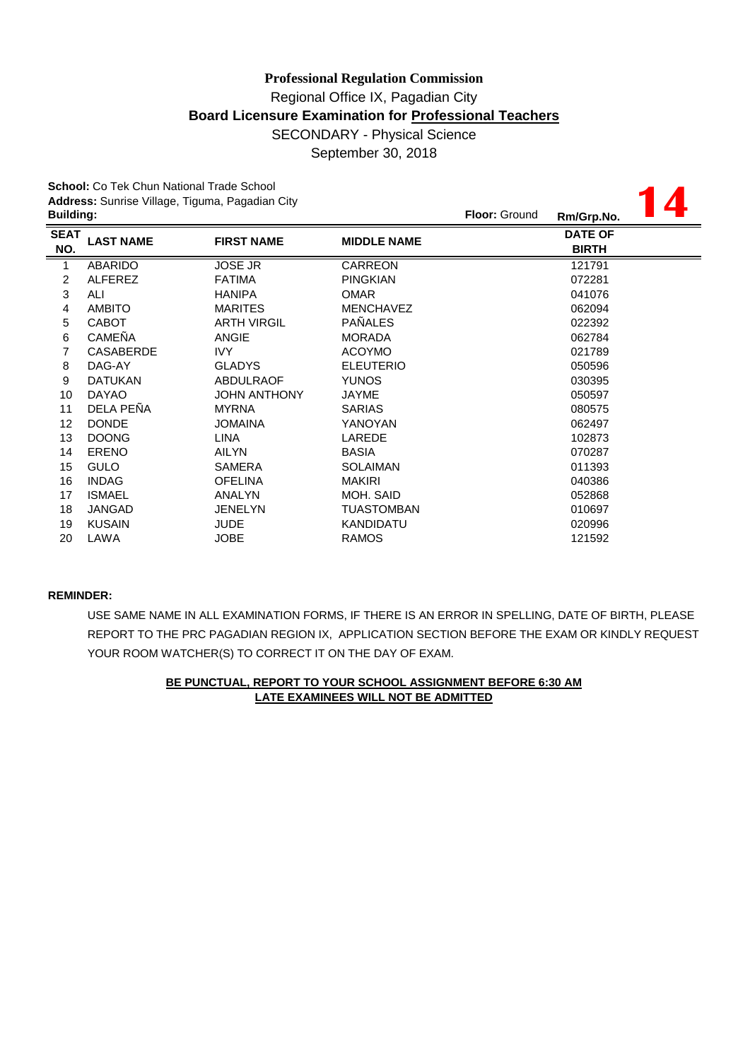**Professional Regulation Commission**

Regional Office IX, Pagadian City

**Board Licensure Examination for Professional Teachers**

SECONDARY - Physical Science

September 30, 2018

**School:** Co Tek Chun National Trade School
**Address:** Sunrise Village, Tiguma, Pagadian City
**Building:** **Floor:** Ground **Rm/Grp.No.** **14**

| SEAT NO. | LAST NAME | FIRST NAME | MIDDLE NAME | DATE OF BIRTH |
|---|---|---|---|---|
| 1 | ABARIDO | JOSE JR | CARREON | 121791 |
| 2 | ALFEREZ | FATIMA | PINGKIAN | 072281 |
| 3 | ALI | HANIPA | OMAR | 041076 |
| 4 | AMBITO | MARITES | MENCHAVEZ | 062094 |
| 5 | CABOT | ARTH VIRGIL | PAÑALES | 022392 |
| 6 | CAMEÑA | ANGIE | MORADA | 062784 |
| 7 | CASABERDE | IVY | ACOYMO | 021789 |
| 8 | DAG-AY | GLADYS | ELEUTERIO | 050596 |
| 9 | DATUKAN | ABDULRAOF | YUNOS | 030395 |
| 10 | DAYAO | JOHN ANTHONY | JAYME | 050597 |
| 11 | DELA PEÑA | MYRNA | SARIAS | 080575 |
| 12 | DONDE | JOMAINA | YANOYAN | 062497 |
| 13 | DOONG | LINA | LAREDE | 102873 |
| 14 | ERENO | AILYN | BASIA | 070287 |
| 15 | GULO | SAMERA | SOLAIMAN | 011393 |
| 16 | INDAG | OFELINA | MAKIRI | 040386 |
| 17 | ISMAEL | ANALYN | MOH. SAID | 052868 |
| 18 | JANGAD | JENELYN | TUASTOMBAN | 010697 |
| 19 | KUSAIN | JUDE | KANDIDATU | 020996 |
| 20 | LAWA | JOBE | RAMOS | 121592 |

**REMINDER:**

USE SAME NAME IN ALL EXAMINATION FORMS, IF THERE IS AN ERROR IN SPELLING, DATE OF BIRTH, PLEASE REPORT TO THE PRC PAGADIAN REGION IX, APPLICATION SECTION BEFORE THE EXAM OR KINDLY REQUEST YOUR ROOM WATCHER(S) TO CORRECT IT ON THE DAY OF EXAM.

**BE PUNCTUAL, REPORT TO YOUR SCHOOL ASSIGNMENT BEFORE 6:30 AM**
**LATE EXAMINEES WILL NOT BE ADMITTED**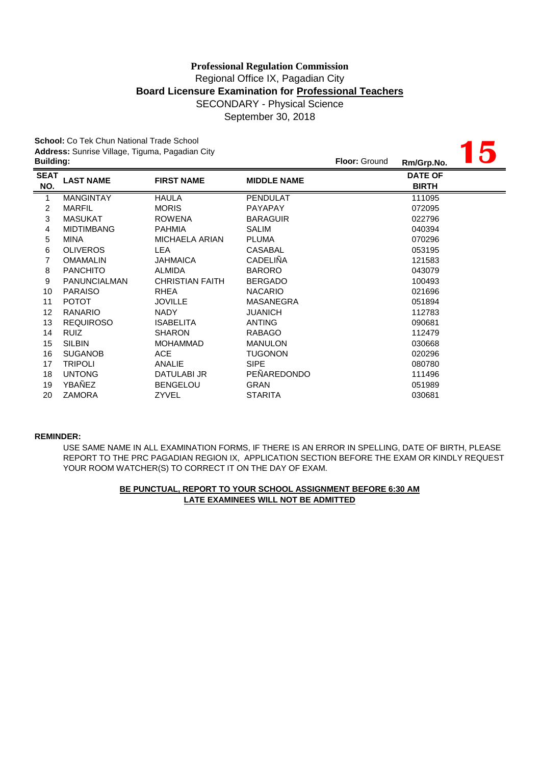**Professional Regulation Commission**

Regional Office IX, Pagadian City

**Board Licensure Examination for Professional Teachers**

SECONDARY - Physical Science

September 30, 2018

**School:** Co Tek Chun National Trade School

**Address:** Sunrise Village, Tiguma, Pagadian City

**Building:**

**Floor:** Ground

**Rm/Grp.No.** **15**

| SEAT NO. | LAST NAME | FIRST NAME | MIDDLE NAME | DATE OF BIRTH |
|---|---|---|---|---|
| 1 | MANGINTAY | HAULA | PENDULAT | 111095 |
| 2 | MARFIL | MORIS | PAYAPAY | 072095 |
| 3 | MASUKAT | ROWENA | BARAGUIR | 022796 |
| 4 | MIDTIMBANG | PAHMIA | SALIM | 040394 |
| 5 | MINA | MICHAELA ARIAN | PLUMA | 070296 |
| 6 | OLIVEROS | LEA | CASABAL | 053195 |
| 7 | OMAMALIN | JAHMAICA | CADELIÑA | 121583 |
| 8 | PANCHITO | ALMIDA | BARORO | 043079 |
| 9 | PANUNCIALMAN | CHRISTIAN FAITH | BERGADO | 100493 |
| 10 | PARAISO | RHEA | NACARIO | 021696 |
| 11 | POTOT | JOVILLE | MASANEGRA | 051894 |
| 12 | RANARIO | NADY | JUANICH | 112783 |
| 13 | REQUIROSO | ISABELITA | ANTING | 090681 |
| 14 | RUIZ | SHARON | RABAGO | 112479 |
| 15 | SILBIN | MOHAMMAD | MANULON | 030668 |
| 16 | SUGANOB | ACE | TUGONON | 020296 |
| 17 | TRIPOLI | ANALIE | SIPE | 080780 |
| 18 | UNTONG | DATULABI JR | PEÑAREDONDO | 111496 |
| 19 | YBAÑEZ | BENGELOU | GRAN | 051989 |
| 20 | ZAMORA | ZYVEL | STARITA | 030681 |

**REMINDER:**

USE SAME NAME IN ALL EXAMINATION FORMS, IF THERE IS AN ERROR IN SPELLING, DATE OF BIRTH, PLEASE REPORT TO THE PRC PAGADIAN REGION IX, APPLICATION SECTION BEFORE THE EXAM OR KINDLY REQUEST YOUR ROOM WATCHER(S) TO CORRECT IT ON THE DAY OF EXAM.

**BE PUNCTUAL, REPORT TO YOUR SCHOOL ASSIGNMENT BEFORE 6:30 AM**

**LATE EXAMINEES WILL NOT BE ADMITTED**